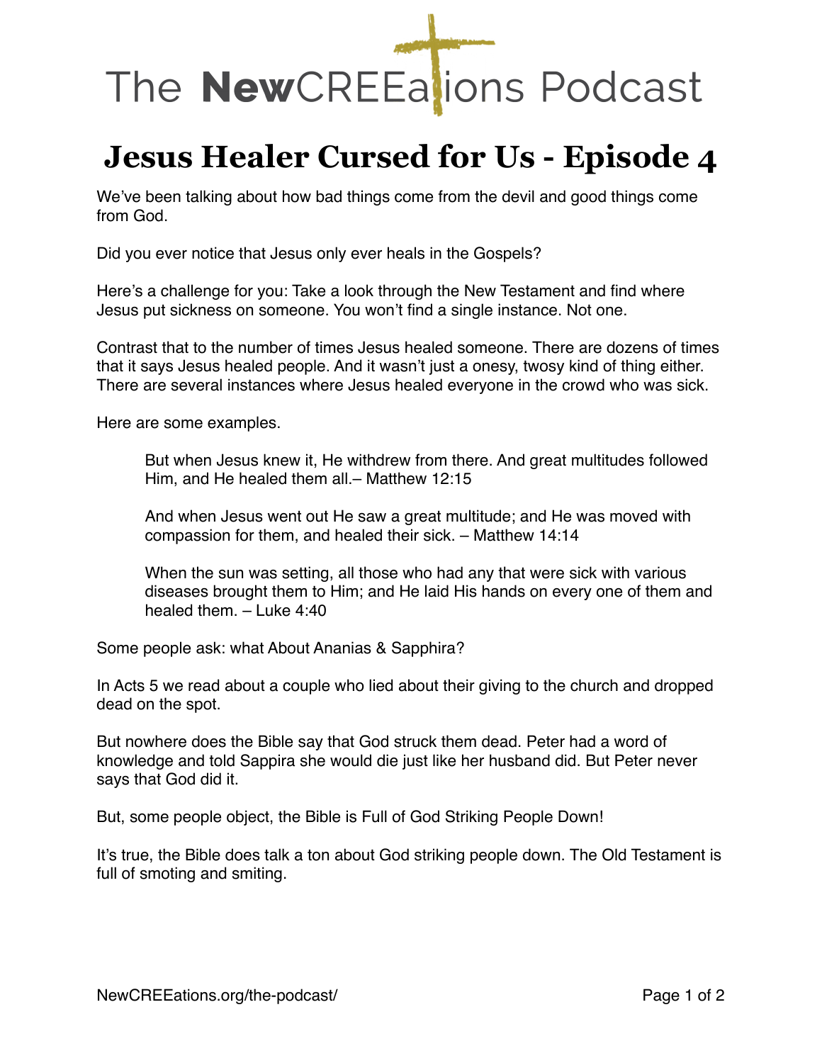# The NewCREEations Podcast

# Jesus Healer Cursed for Us - Episode 4

We've been talking about how bad things come from the devil and good things come from God.

Did you ever notice that Jesus only ever heals in the Gospels?

Here's a challenge for you: Take a look through the New Testament and find where Jesus put sickness on someone. You won't find a single instance. Not one.

Contrast that to the number of times Jesus healed someone. There are dozens of times that it says Jesus healed people. And it wasn't just a onesy, twosy kind of thing either. There are several instances where Jesus healed everyone in the crowd who was sick.

Here are some examples.

> But when Jesus knew it, He withdrew from there. And great multitudes followed Him, and He healed them all.– Matthew 12:15
>
> And when Jesus went out He saw a great multitude; and He was moved with compassion for them, and healed their sick. – Matthew 14:14
>
> When the sun was setting, all those who had any that were sick with various diseases brought them to Him; and He laid His hands on every one of them and healed them. – Luke 4:40

Some people ask: what About Ananias & Sapphira?

In Acts 5 we read about a couple who lied about their giving to the church and dropped dead on the spot.

But nowhere does the Bible say that God struck them dead. Peter had a word of knowledge and told Sappira she would die just like her husband did. But Peter never says that God did it.

But, some people object, the Bible is Full of God Striking People Down!

It's true, the Bible does talk a ton about God striking people down. The Old Testament is full of smoting and smiting.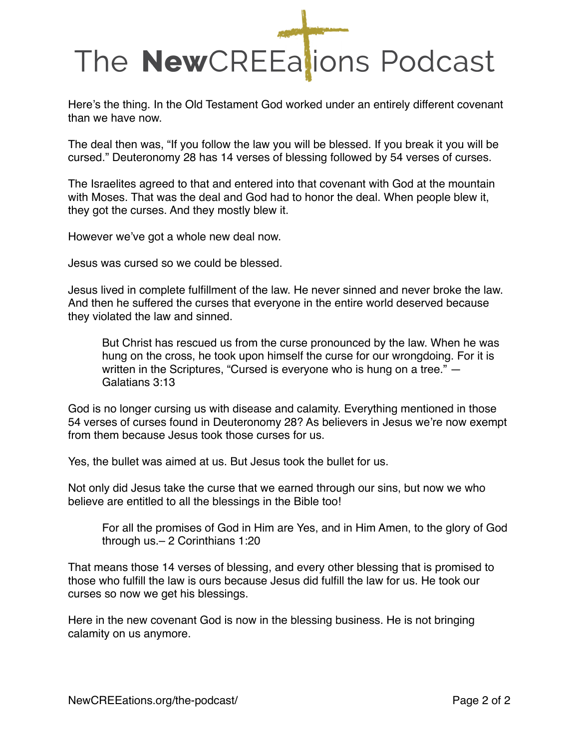Here's the thing. In the Old Testament God worked under an entirely different covenant than we have now.

The deal then was, "If you follow the law you will be blessed. If you break it you will be cursed." Deuteronomy 28 has 14 verses of blessing followed by 54 verses of curses.

The Israelites agreed to that and entered into that covenant with God at the mountain with Moses. That was the deal and God had to honor the deal. When people blew it, they got the curses. And they mostly blew it.

However we've got a whole new deal now.

Jesus was cursed so we could be blessed.

Jesus lived in complete fulfillment of the law. He never sinned and never broke the law. And then he suffered the curses that everyone in the entire world deserved because they violated the law and sinned.

> But Christ has rescued us from the curse pronounced by the law. When he was hung on the cross, he took upon himself the curse for our wrongdoing. For it is written in the Scriptures, "Cursed is everyone who is hung on a tree." — Galatians 3:13

God is no longer cursing us with disease and calamity. Everything mentioned in those 54 verses of curses found in Deuteronomy 28? As believers in Jesus we're now exempt from them because Jesus took those curses for us.

Yes, the bullet was aimed at us. But Jesus took the bullet for us.

Not only did Jesus take the curse that we earned through our sins, but now we who believe are entitled to all the blessings in the Bible too!

> For all the promises of God in Him are Yes, and in Him Amen, to the glory of God through us.– 2 Corinthians 1:20

That means those 14 verses of blessing, and every other blessing that is promised to those who fulfill the law is ours because Jesus did fulfill the law for us. He took our curses so now we get his blessings.

Here in the new covenant God is now in the blessing business. He is not bringing calamity on us anymore.